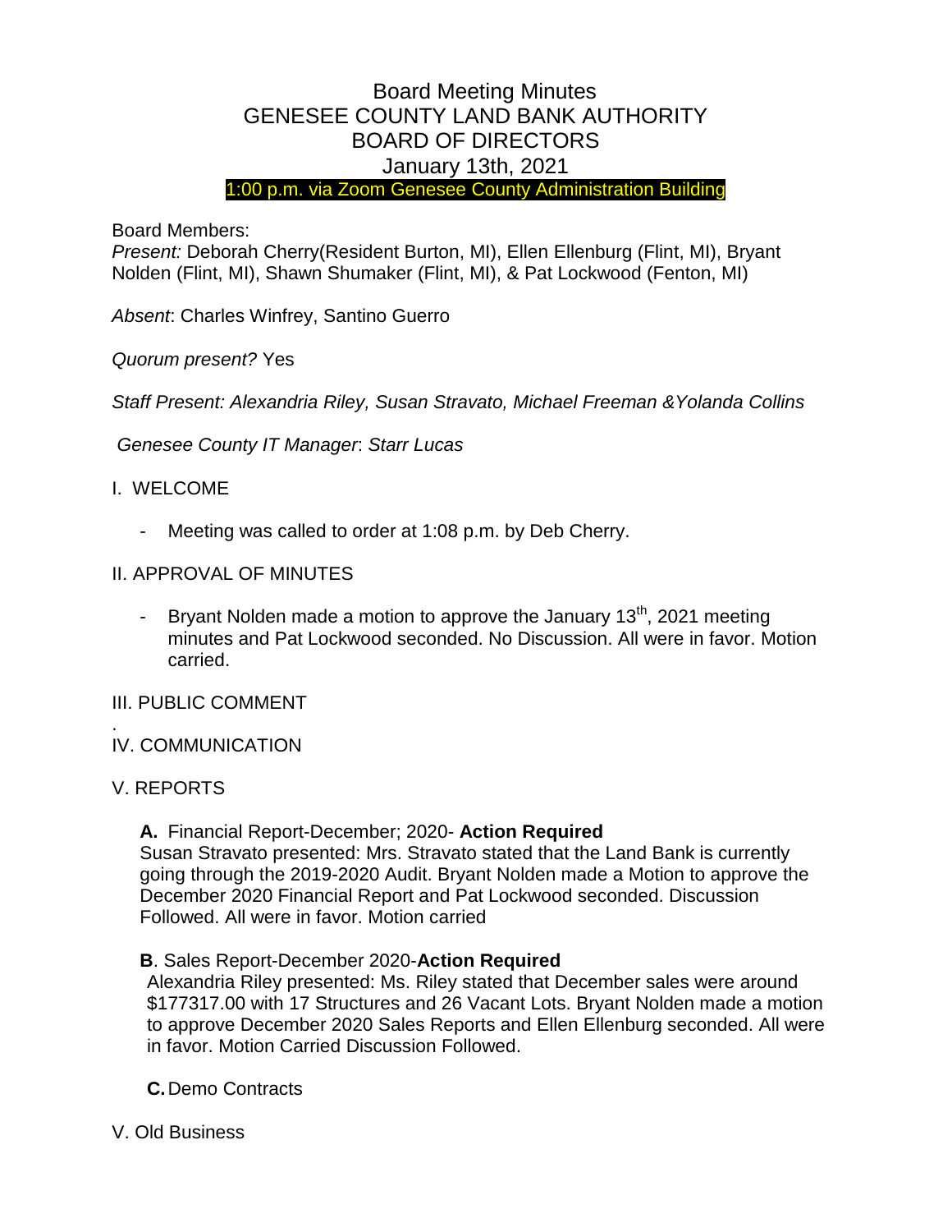# Board Meeting Minutes
# GENESEE COUNTY LAND BANK AUTHORITY
# BOARD OF DIRECTORS
## January 13th, 2021

1:00 p.m. via Zoom Genesee County Administration Building

Board Members:

*Present:* Deborah Cherry(Resident Burton, MI), Ellen Ellenburg (Flint, MI), Bryant Nolden (Flint, MI), Shawn Shumaker (Flint, MI), & Pat Lockwood (Fenton, MI)

*Absent*: Charles Winfrey, Santino Guerro

*Quorum present?* Yes

*Staff Present: Alexandria Riley, Susan Stravato, Michael Freeman &Yolanda Collins*

*Genesee County IT Manager*: *Starr Lucas*

I. WELCOME

- Meeting was called to order at 1:08 p.m. by Deb Cherry.

II. APPROVAL OF MINUTES

- Bryant Nolden made a motion to approve the January 13th, 2021 meeting minutes and Pat Lockwood seconded. No Discussion. All were in favor. Motion carried.

III. PUBLIC COMMENT

.

IV. COMMUNICATION

V. REPORTS

**A.** Financial Report-December; 2020- **Action Required**
Susan Stravato presented: Mrs. Stravato stated that the Land Bank is currently going through the 2019-2020 Audit. Bryant Nolden made a Motion to approve the December 2020 Financial Report and Pat Lockwood seconded. Discussion Followed. All were in favor. Motion carried

**B**. Sales Report-December 2020-**Action Required**
Alexandria Riley presented: Ms. Riley stated that December sales were around $177317.00 with 17 Structures and 26 Vacant Lots. Bryant Nolden made a motion to approve December 2020 Sales Reports and Ellen Ellenburg seconded. All were in favor. Motion Carried Discussion Followed.

**C.** Demo Contracts

V. Old Business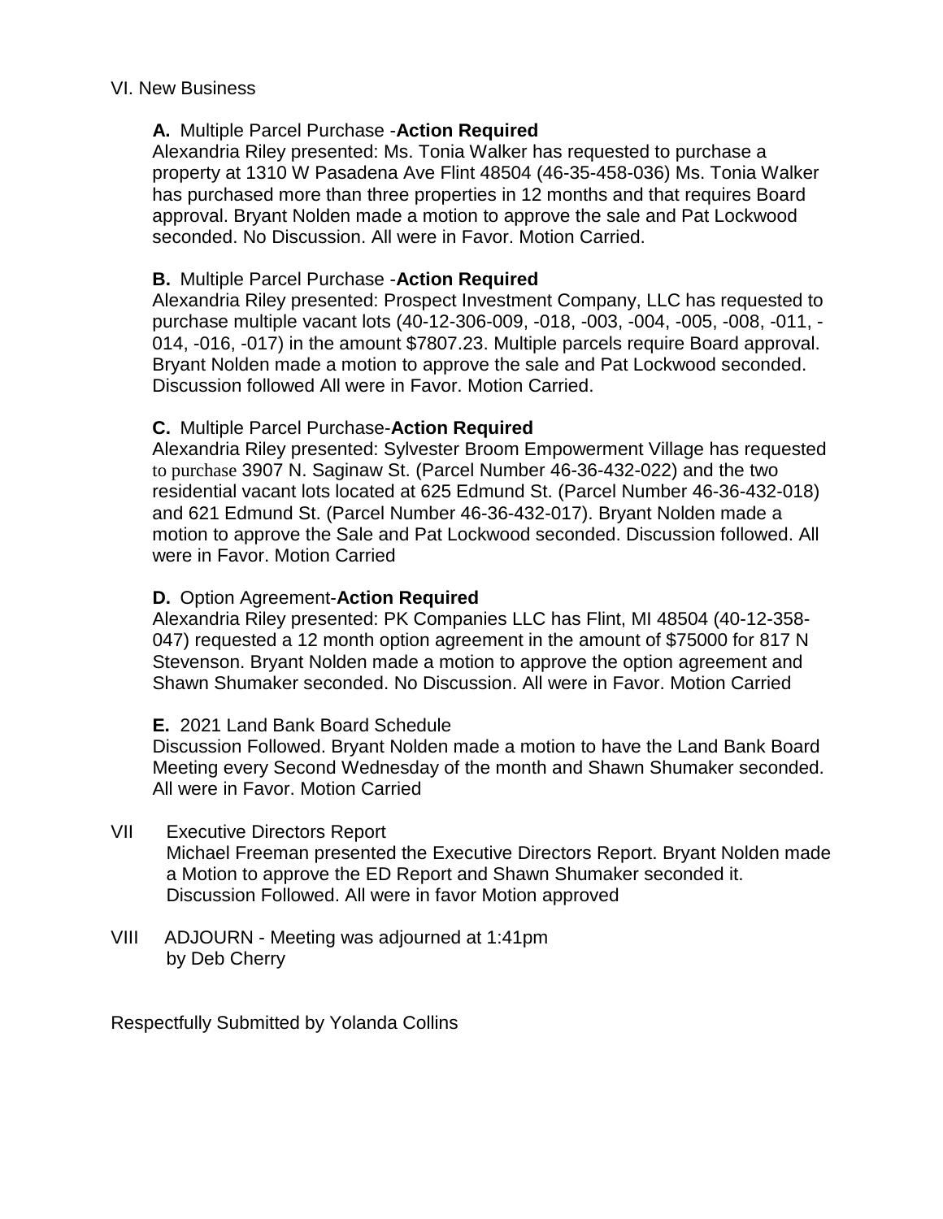VI. New Business

**A.** Multiple Parcel Purchase -**Action Required**

Alexandria Riley presented: Ms. Tonia Walker has requested to purchase a property at 1310 W Pasadena Ave Flint 48504 (46-35-458-036) Ms. Tonia Walker has purchased more than three properties in 12 months and that requires Board approval. Bryant Nolden made a motion to approve the sale and Pat Lockwood seconded. No Discussion. All were in Favor. Motion Carried.

**B.** Multiple Parcel Purchase -**Action Required**

Alexandria Riley presented: Prospect Investment Company, LLC has requested to purchase multiple vacant lots (40-12-306-009, -018, -003, -004, -005, -008, -011, -014, -016, -017) in the amount $7807.23. Multiple parcels require Board approval. Bryant Nolden made a motion to approve the sale and Pat Lockwood seconded. Discussion followed All were in Favor. Motion Carried.

**C.** Multiple Parcel Purchase-**Action Required**

Alexandria Riley presented: Sylvester Broom Empowerment Village has requested to purchase 3907 N. Saginaw St. (Parcel Number 46-36-432-022) and the two residential vacant lots located at 625 Edmund St. (Parcel Number 46-36-432-018) and 621 Edmund St. (Parcel Number 46-36-432-017). Bryant Nolden made a motion to approve the Sale and Pat Lockwood seconded. Discussion followed. All were in Favor. Motion Carried

**D.** Option Agreement-**Action Required**

Alexandria Riley presented: PK Companies LLC has Flint, MI 48504 (40-12-358-047) requested a 12 month option agreement in the amount of $75000 for 817 N Stevenson. Bryant Nolden made a motion to approve the option agreement and Shawn Shumaker seconded. No Discussion. All were in Favor. Motion Carried

**E.** 2021 Land Bank Board Schedule

Discussion Followed. Bryant Nolden made a motion to have the Land Bank Board Meeting every Second Wednesday of the month and Shawn Shumaker seconded. All were in Favor. Motion Carried

VII Executive Directors Report

Michael Freeman presented the Executive Directors Report. Bryant Nolden made a Motion to approve the ED Report and Shawn Shumaker seconded it. Discussion Followed. All were in favor Motion approved

VIII ADJOURN - Meeting was adjourned at 1:41pm by Deb Cherry

Respectfully Submitted by Yolanda Collins